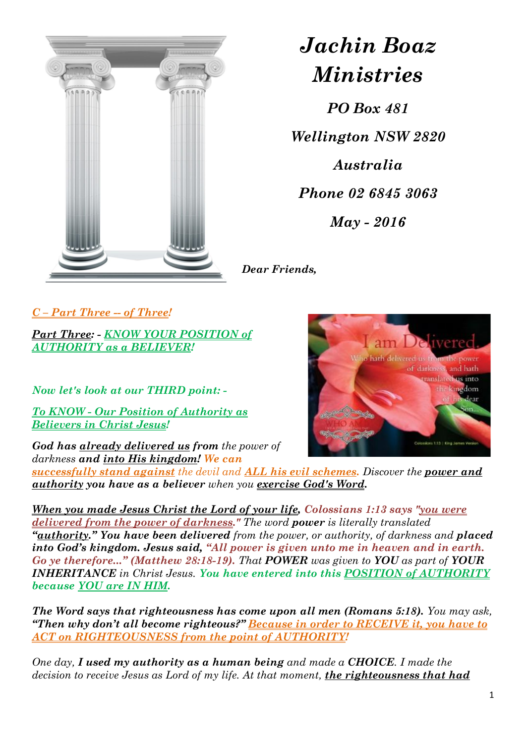# *Jachin Boaz Ministries*

***PO Box 481***

***Wellington NSW 2820***

***Australia***

***Phone 02 6845 3063***

***May - 2016***

***Dear Friends,***

***C – Part Three -- of Three!***

***Part Three: - KNOW YOUR POSITION of AUTHORITY as a BELIEVER!***

***Now let's look at our THIRD point: -***

***To KNOW - Our Position of Authority as Believers in Christ Jesus!***

***God has already delivered us from** the power of darkness **and into His kingdom! We can successfully stand against** the devil and **ALL his evil schemes.** Discover the **power and authority** you have as a believer when you **exercise God's Word.***

***When you made Jesus Christ the Lord of your life, Colossians 1:13 says "you were delivered from the power of darkness."** The word **power** is literally translated **"authority." You have been delivered** from the power, or authority, of darkness and **placed into God's kingdom. Jesus said, "All power is given unto me in heaven and in earth. Go ye therefore..." (Matthew 28:18-19).** That **POWER** was given to **YOU** as part of **YOUR INHERITANCE** in Christ Jesus. **You have entered into this POSITION of AUTHORITY because YOU are IN HIM.***

***The Word says that righteousness has come upon all men (Romans 5:18).** You may ask, **"Then why don't all become righteous?" Because in order to RECEIVE it, you have to ACT on RIGHTEOUSNESS from the point of AUTHORITY!***

*One day, **I used my authority as a human being** and made a **CHOICE**. I made the decision to receive Jesus as Lord of my life. At that moment, **the righteousness that had***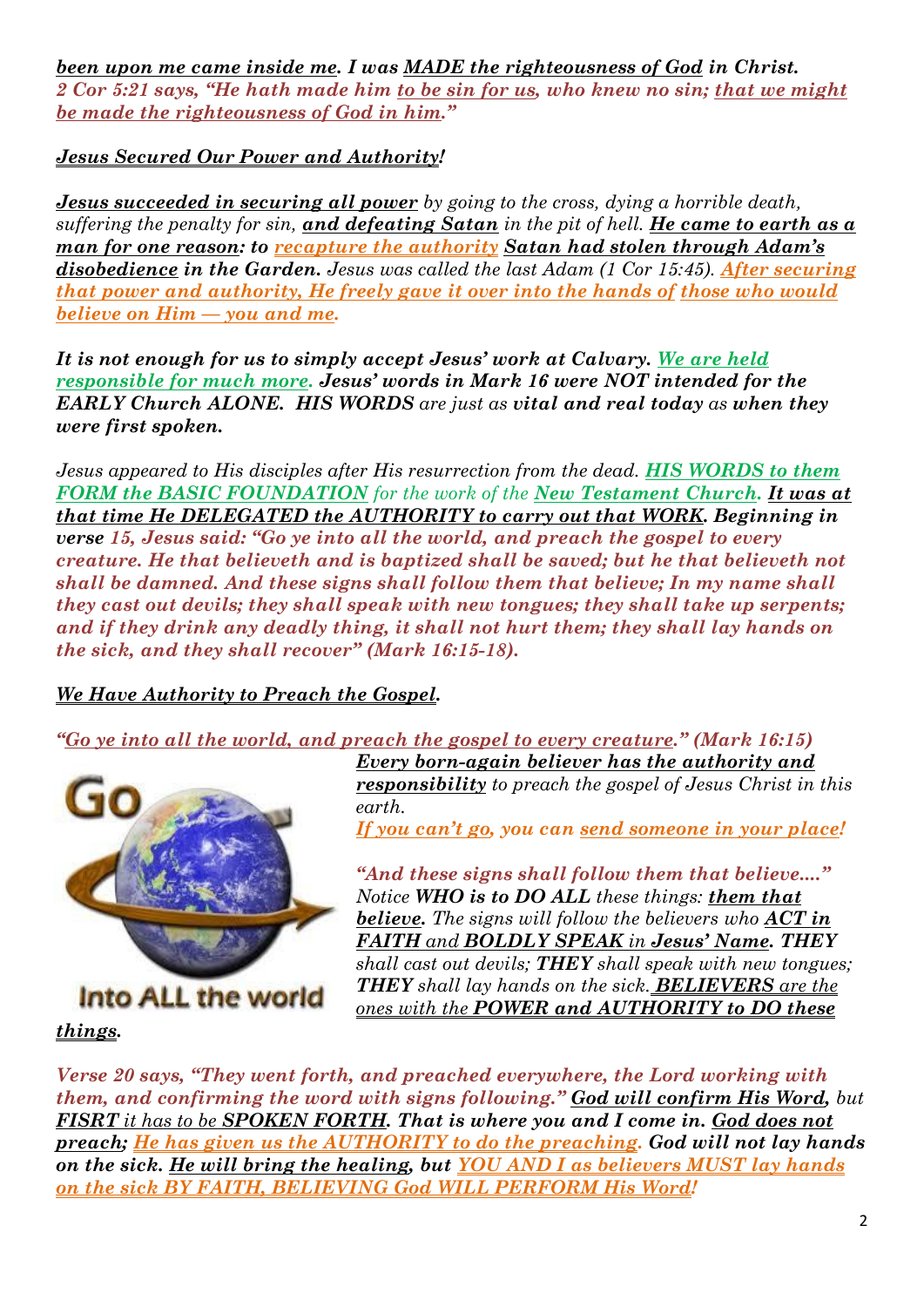***been upon me came inside me. I was MADE the righteousness of God in Christ.*** *2 Cor 5:21 says, "He hath made him to be sin for us, who knew no sin; that we might be made the righteousness of God in him."*

***Jesus Secured Our Power and Authority!***

***Jesus succeeded in securing all power*** *by going to the cross, dying a horrible death, suffering the penalty for sin,* ***and defeating Satan*** *in the pit of hell.* ***He came to earth as a man for one reason: to recapture the authority Satan had stolen through Adam's disobedience in the Garden.*** *Jesus was called the last Adam (1 Cor 15:45).* ***After securing that power and authority, He freely gave it over into the hands of those who would believe on Him — you and me.***

***It is not enough for us to simply accept Jesus' work at Calvary. We are held responsible for much more. Jesus' words in Mark 16 were NOT intended for the EARLY Church ALONE. HIS WORDS*** *are just as* ***vital and real today*** *as* ***when they were first spoken.***

*Jesus appeared to His disciples after His resurrection from the dead.* ***HIS WORDS to them FORM the BASIC FOUNDATION*** *for the work of the* ***New Testament Church. It was at that time He DELEGATED the AUTHORITY to carry out that WORK. Beginning in verse*** *15,* ***Jesus said: "Go ye into all the world, and preach the gospel to every creature. He that believeth and is baptized shall be saved; but he that believeth not shall be damned. And these signs shall follow them that believe; In my name shall they cast out devils; they shall speak with new tongues; they shall take up serpents; and if they drink any deadly thing, it shall not hurt them; they shall lay hands on the sick, and they shall recover" (Mark 16:15-18).***

***We Have Authority to Preach the Gospel.***

*"Go ye into all the world, and preach the gospel to every creature." (Mark 16:15)*

***Every born-again believer has the authority and responsibility*** *to preach the gospel of Jesus Christ in this earth.*

***If you can't go, you can send someone in your place!***

***"And these signs shall follow them that believe…."*** *Notice* ***WHO is to DO ALL*** *these things:* ***them that believe.*** *The signs will follow the believers who* ***ACT in FAITH*** *and* ***BOLDLY SPEAK*** *in* ***Jesus' Name. THEY*** *shall cast out devils;* ***THEY*** *shall speak with new tongues;* ***THEY*** *shall lay hands on the sick.* ***BELIEVERS*** *are the ones with the* ***POWER and AUTHORITY to DO these things.***

***Verse 20 says, "They went forth, and preached everywhere, the Lord working with them, and confirming the word with signs following." God will confirm His Word,*** *but* ***FISRT*** *it has to be* ***SPOKEN FORTH. That is where you and I come in. God does not preach; He has given us the AUTHORITY to do the preaching. God will not lay hands on the sick. He will bring the healing, but YOU AND I as believers MUST lay hands on the sick BY FAITH, BELIEVING God WILL PERFORM His Word!***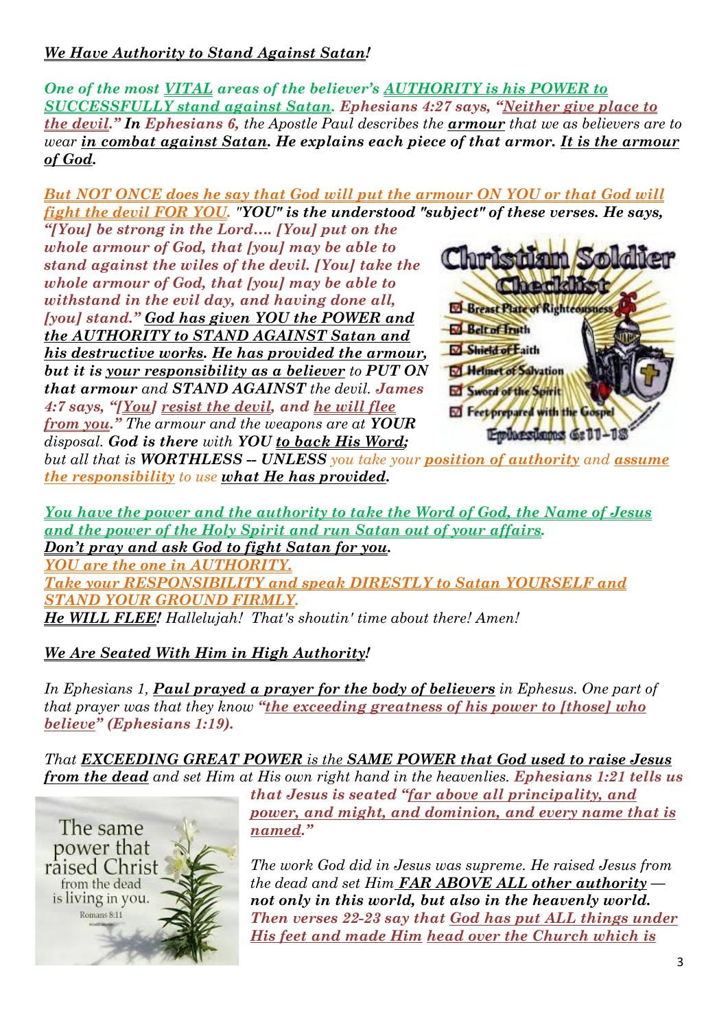***We Have Authority to Stand Against Satan!***

***One of the most VITAL areas of the believer's AUTHORITY is his POWER to SUCCESSFULLY stand against Satan. Ephesians 4:27 says, "Neither give place to the devil." In Ephesians 6,*** *the Apostle Paul describes the* ***armour*** *that we as believers are to wear* ***in combat against Satan. He explains each piece of that armor. It is the armour of God.***

***But NOT ONCE does he say that God will put the armour ON YOU or that God will fight the devil FOR YOU.*** *"****YOU" is the understood "subject" of these verses. He says, "[You] be strong in the Lord…. [You] put on the whole armour of God, that [you] may be able to stand against the wiles of the devil. [You] take the whole armour of God, that [you] may be able to withstand in the evil day, and having done all, [you] stand." God has given YOU the POWER and the AUTHORITY to STAND AGAINST Satan and his destructive works. He has provided the armour, but it is your responsibility as a believer*** *to* ***PUT ON that armour*** *and* ***STAND AGAINST*** *the devil.* ***James 4:7 says, "[You] resist the devil, and he will flee from you."*** *The armour and the weapons are at* ***YOUR*** *disposal.* ***God is there*** *with* ***YOU to back His Word;*** *but all that is* ***WORTHLESS -- UNLESS*** *you take your* ***position of authority*** *and* ***assume the responsibility*** *to use* ***what He has provided.***

***You have the power and the authority to take the Word of God, the Name of Jesus and the power of the Holy Spirit and run Satan out of your affairs.***
***Don't pray and ask God to fight Satan for you.***
***YOU are the one in AUTHORITY.***
***Take your RESPONSIBILITY and speak DIRESTLY to Satan YOURSELF and STAND YOUR GROUND FIRMLY.***
***He WILL FLEE!*** *Hallelujah! That's shoutin' time about there! Amen!*

***We Are Seated With Him in High Authority!***

*In Ephesians 1,* ***Paul prayed a prayer for the body of believers*** *in Ephesus. One part of that prayer was that they know* ***"the exceeding greatness of his power to [those] who believe" (Ephesians 1:19).***

*That* ***EXCEEDING GREAT POWER*** *is the* ***SAME POWER that God used to raise Jesus from the dead*** *and set Him at His own right hand in the heavenlies.* ***Ephesians 1:21 tells us that Jesus is seated "far above all principality, and power, and might, and dominion, and every name that is named."***

*The work God did in Jesus was supreme. He raised Jesus from the dead and set Him* ***FAR ABOVE ALL other authority — not only in this world, but also in the heavenly world. Then verses 22-23 say that God has put ALL things under His feet and made Him head over the Church which is***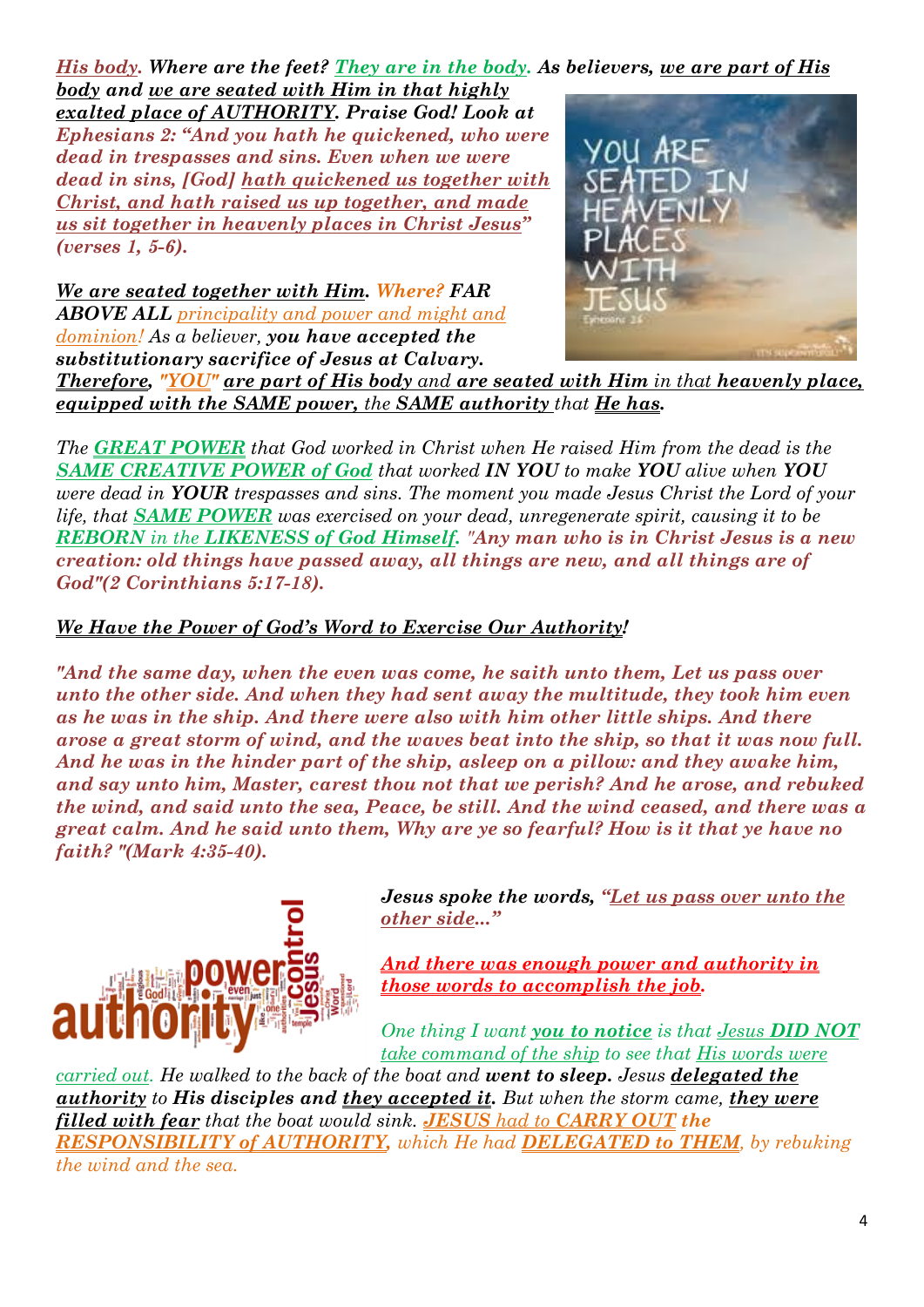***His body. Where are the feet? They are in the body. As believers, we are part of His body and we are seated with Him in that highly exalted place of AUTHORITY. Praise God! Look at Ephesians 2: "And you hath he quickened, who were dead in trespasses and sins. Even when we were dead in sins, [God] hath quickened us together with Christ, and hath raised us up together, and made us sit together in heavenly places in Christ Jesus" (verses 1, 5-6).***

***We are seated together with Him. Where? FAR ABOVE ALL** principality and power and might and dominion! As a believer, **you have accepted the substitutionary sacrifice of Jesus at Calvary. Therefore, "YOU" are part of His body** and **are seated with Him** in that **heavenly place, equipped with the SAME power,** the **SAME authority** that **He has.***

*The **GREAT POWER** that God worked in Christ when He raised Him from the dead is the **SAME CREATIVE POWER of God** that worked **IN YOU** to make **YOU** alive when **YOU** were dead in **YOUR** trespasses and sins. The moment you made Jesus Christ the Lord of your life, that **SAME POWER** was exercised on your dead, unregenerate spirit, causing it to be **REBORN** in the **LIKENESS of God Himself. "Any man who is in Christ Jesus is a new creation: old things have passed away, all things are new, and all things are of God"(2 Corinthians 5:17-18).***

***We Have the Power of God's Word to Exercise Our Authority!***

***"And the same day, when the even was come, he saith unto them, Let us pass over unto the other side. And when they had sent away the multitude, they took him even as he was in the ship. And there were also with him other little ships. And there arose a great storm of wind, and the waves beat into the ship, so that it was now full. And he was in the hinder part of the ship, asleep on a pillow: and they awake him, and say unto him, Master, carest thou not that we perish? And he arose, and rebuked the wind, and said unto the sea, Peace, be still. And the wind ceased, and there was a great calm. And he said unto them, Why are ye so fearful? How is it that ye have no faith? "(Mark 4:35-40).***

***Jesus spoke the words, "Let us pass over unto the other side..."***

***And there was enough power and authority in those words to accomplish the job.***

*One thing I want **you to notice** is that Jesus **DID NOT** take command of the ship to see that His words were carried out. He walked to the back of the boat and **went to sleep.** Jesus **delegated the authority** to **His disciples and they accepted it.** But when the storm came, **they were filled with fear** that the boat would sink. **JESUS** had to **CARRY OUT** the **RESPONSIBILITY of AUTHORITY,** which He had **DELEGATED to THEM**, by rebuking the wind and the sea.*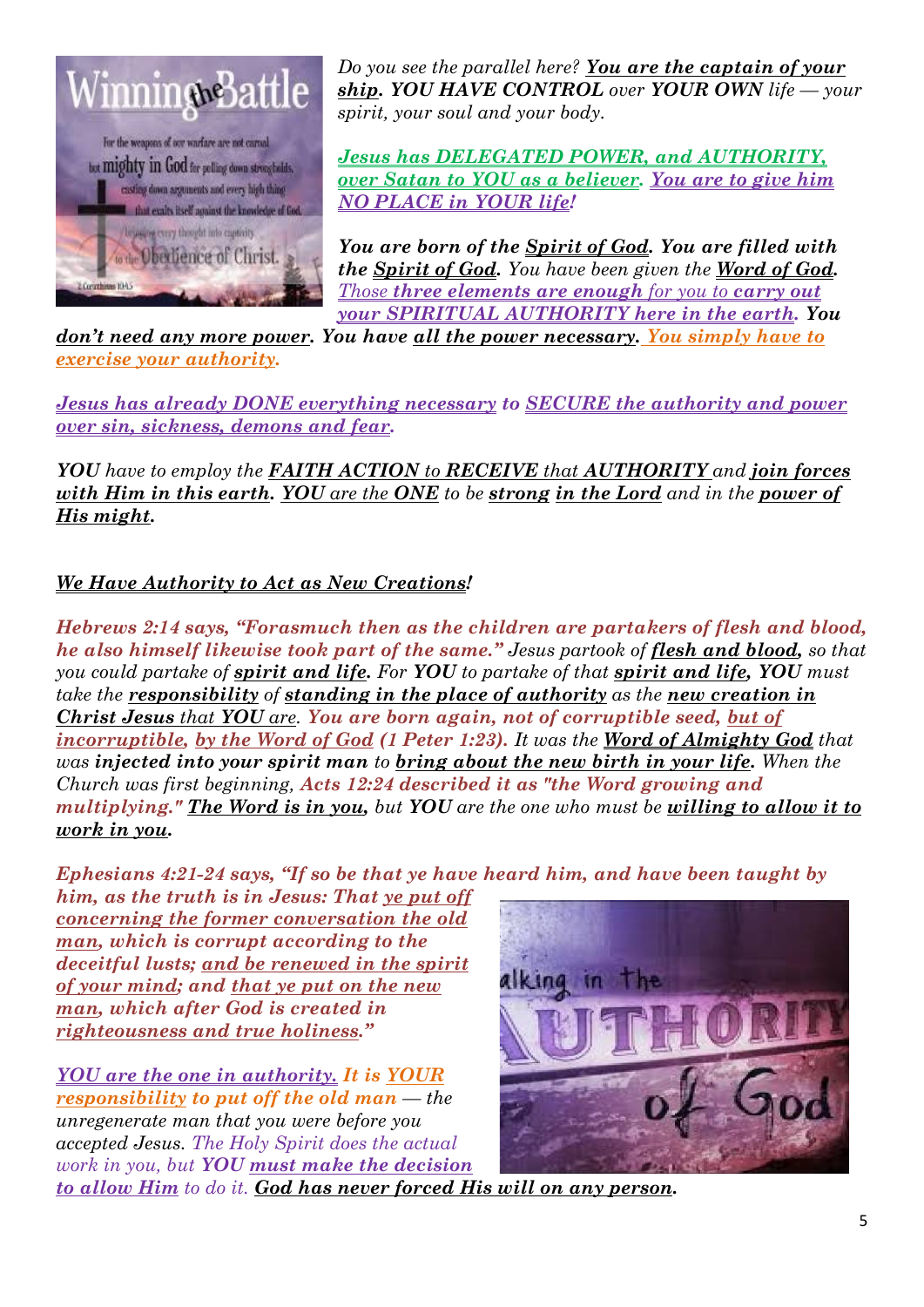*Do you see the parallel here? **You are the captain of your ship. YOU HAVE CONTROL** over **YOUR OWN** life — your spirit, your soul and your body.*

***Jesus has DELEGATED POWER, and AUTHORITY, over Satan to YOU as a believer. You are to give him NO PLACE in YOUR life!***

***You are born of the Spirit of God. You are filled with the Spirit of God.** You have been given the **Word of God**. Those **three elements are enough** for you to **carry out your SPIRITUAL AUTHORITY here in the earth. You don't need any more power.** You have **all the power necessary. You simply have to exercise your authority.***

***Jesus has already DONE everything necessary** to **SECURE the authority and power over sin, sickness, demons and fear.***

***YOU** have to employ the **FAITH ACTION** to **RECEIVE** that **AUTHORITY** and **join forces with Him in this earth. YOU** are the **ONE** to be **strong in the Lord** and in the **power of His might.***

***We Have Authority to Act as New Creations!***

***Hebrews 2:14 says, "Forasmuch then as the children are partakers of flesh and blood, he also himself likewise took part of the same."** Jesus partook of **flesh and blood,** so that you could partake of **spirit and life.** For **YOU** to partake of that **spirit and life, YOU** must take the **responsibility** of **standing in the place of authority** as the **new creation in Christ Jesus** that **YOU** are. **You are born again, not of corruptible seed, but of incorruptible, by the Word of God (1 Peter 1:23).** It was the **Word of Almighty God** that was **injected into your spirit man** to **bring about the new birth in your life.** When the Church was first beginning, **Acts 12:24 described it as "the Word growing and multiplying." The Word is in you,** but **YOU** are the one who must be **willing to allow it to work in you.***

***Ephesians 4:21-24 says, "If so be that ye have heard him, and have been taught by him, as the truth is in Jesus: That ye put off concerning the former conversation the old man, which is corrupt according to the deceitful lusts; and be renewed in the spirit of your mind; and that ye put on the new man, which after God is created in righteousness and true holiness."***

***YOU are the one in authority. It is YOUR responsibility to put off the old man** — the unregenerate man that you were before you accepted Jesus. The Holy Spirit does the actual work in you, but **YOU must make the decision to allow Him** to do it. **God has never forced His will on any person.***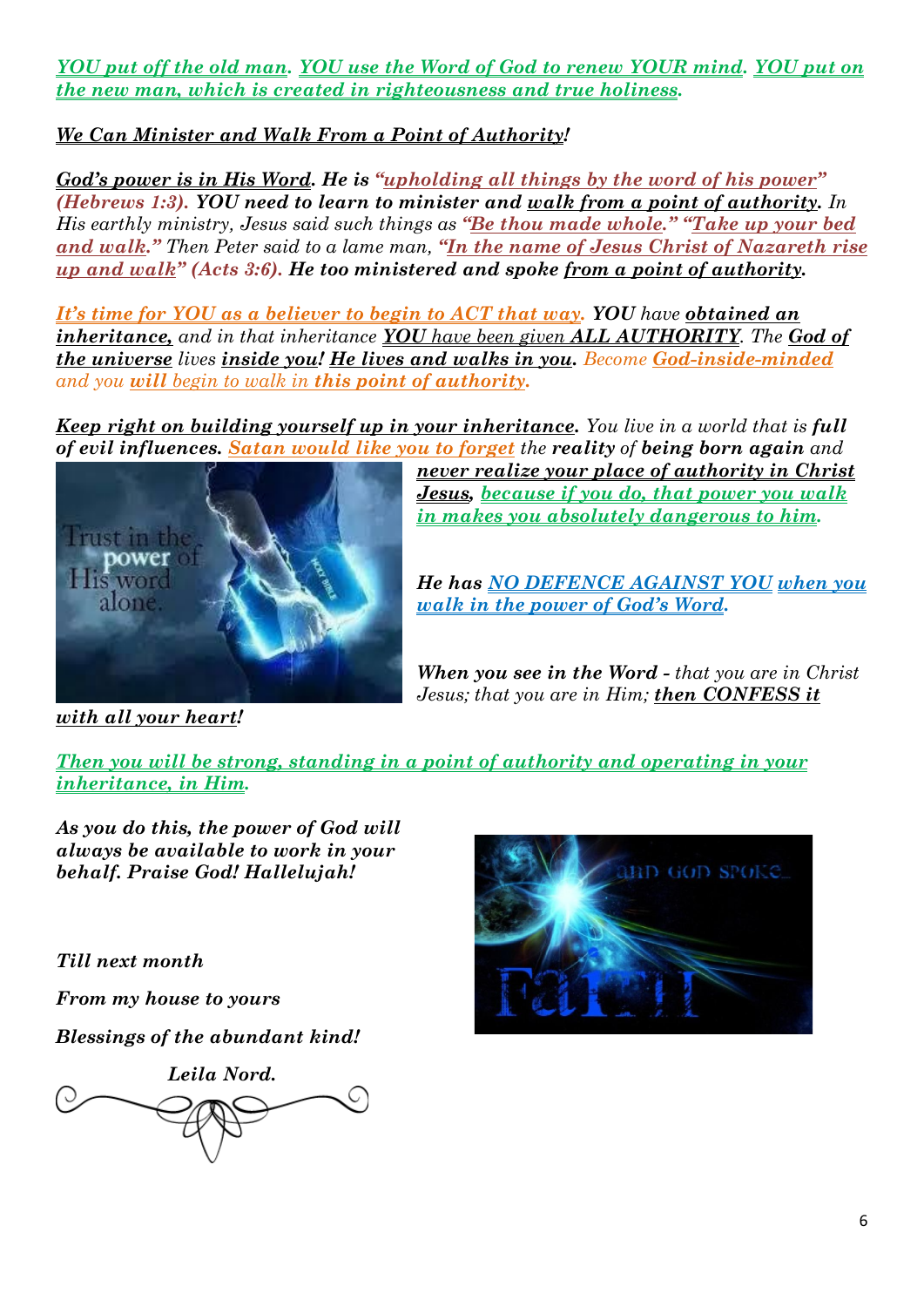***YOU put off the old man. YOU use the Word of God to renew YOUR mind. YOU put on the new man, which is created in righteousness and true holiness.***

***We Can Minister and Walk From a Point of Authority!***

***God's power is in His Word. He is "upholding all things by the word of his power" (Hebrews 1:3). YOU need to learn to minister and walk from a point of authority.*** *In His earthly ministry, Jesus said such things as* ***"Be thou made whole." "Take up your bed and walk."*** *Then Peter said to a lame man,* ***"In the name of Jesus Christ of Nazareth rise up and walk" (Acts 3:6). He too ministered and spoke from a point of authority.***

***It's time for YOU as a believer to begin to ACT that way. YOU*** *have* ***obtained an inheritance,*** *and in that inheritance* ***YOU*** *have been given* ***ALL AUTHORITY****. The* ***God of the universe*** *lives* ***inside you! He lives and walks in you.*** *Become* ***God-inside-minded*** *and you* ***will*** *begin to walk in* ***this point of authority.***

***Keep right on building yourself up in your inheritance.*** *You live in a world that is* ***full of evil influences. Satan would like you to forget*** *the* ***reality*** *of* ***being born again*** *and* ***never realize your place of authority in Christ Jesus, because if you do, that power you walk in makes you absolutely dangerous to him.***

***He has NO DEFENCE AGAINST YOU when you walk in the power of God's Word.***

***When you see in the Word -*** *that you are in Christ Jesus; that you are in Him;* ***then CONFESS it with all your heart!***

Trust in the power of His word alone.

***Then you will be strong, standing in a point of authority and operating in your inheritance, in Him.***

***As you do this, the power of God will always be available to work in your behalf. Praise God! Hallelujah!***

AND GOD SPOKE

FAITH

***Till next month***

***From my house to yours***

***Blessings of the abundant kind!***

***Leila Nord.***